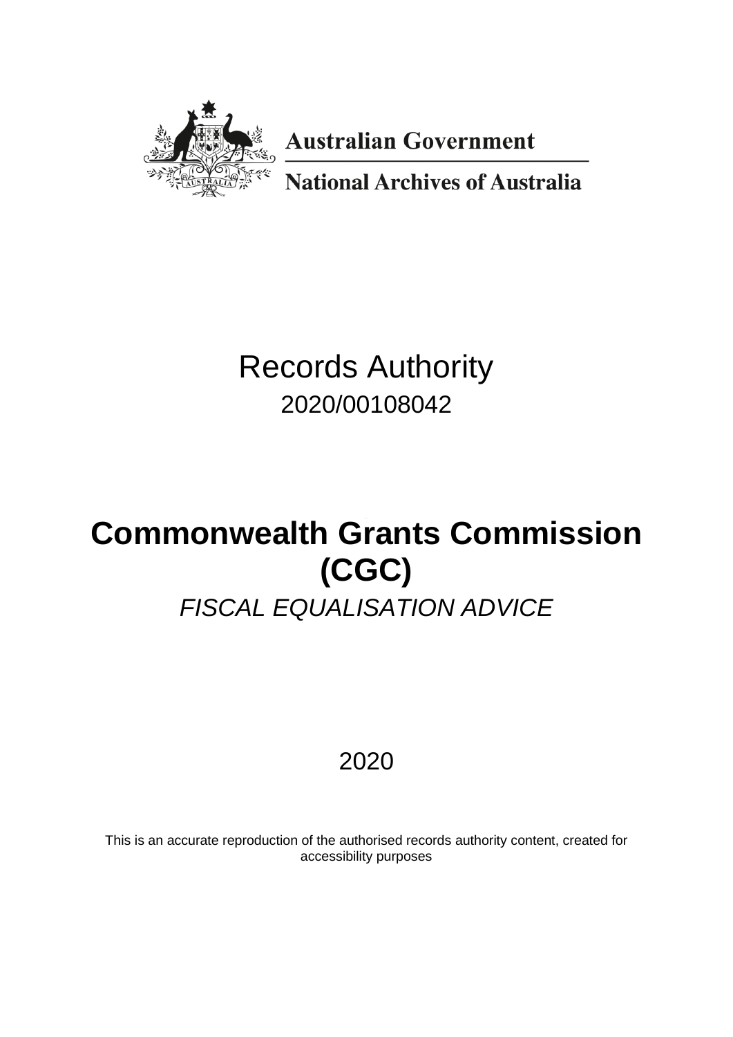**Australian Government**

**National Archives of Australia**

# Records Authority

2020/00108042

# Commonwealth Grants Commission (CGC)

*FISCAL EQUALISATION ADVICE*

2020

This is an accurate reproduction of the authorised records authority content, created for accessibility purposes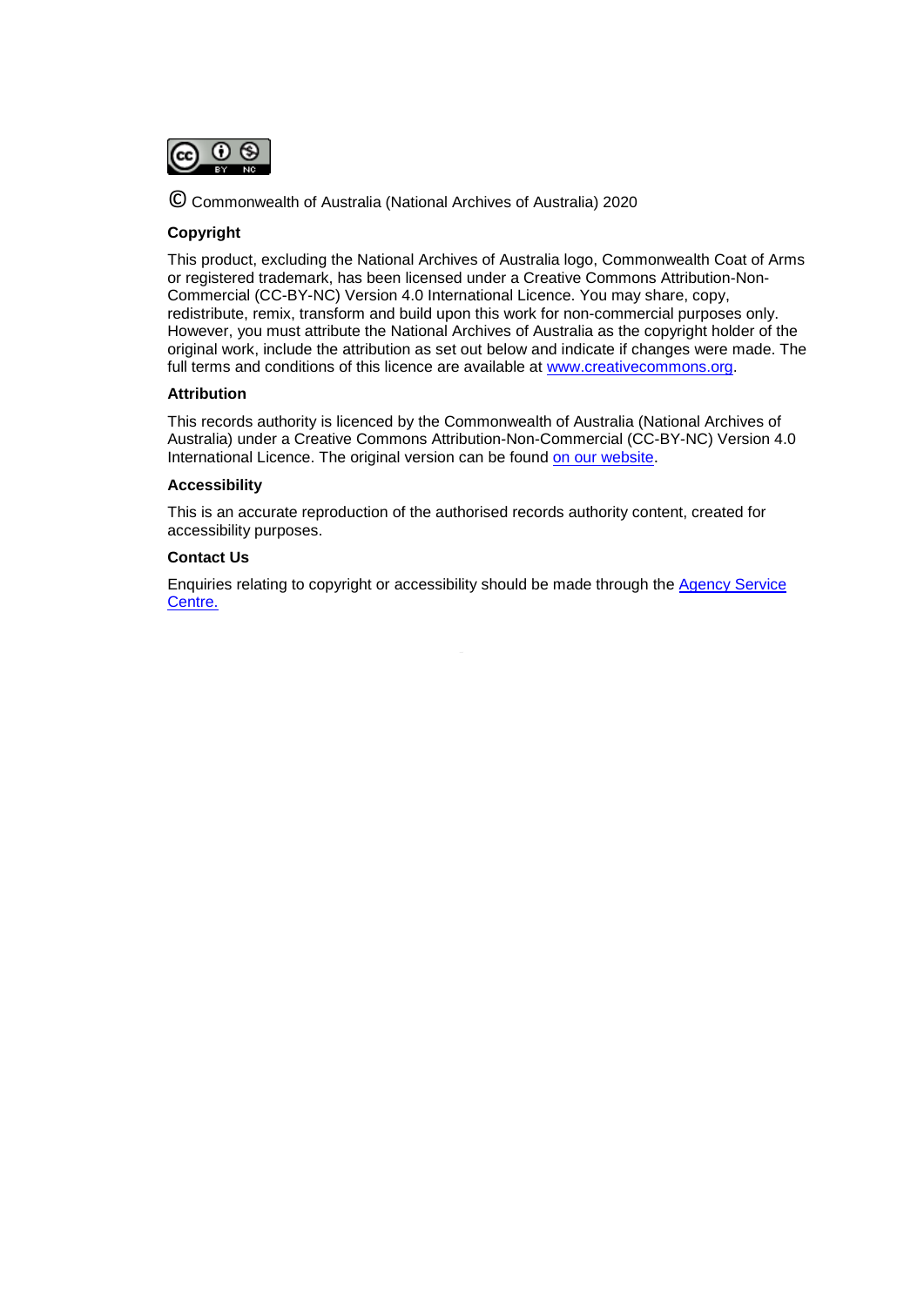© Commonwealth of Australia (National Archives of Australia) 2020

**Copyright**

This product, excluding the National Archives of Australia logo, Commonwealth Coat of Arms or registered trademark, has been licensed under a Creative Commons Attribution-Non-Commercial (CC-BY-NC) Version 4.0 International Licence. You may share, copy, redistribute, remix, transform and build upon this work for non-commercial purposes only. However, you must attribute the National Archives of Australia as the copyright holder of the original work, include the attribution as set out below and indicate if changes were made. The full terms and conditions of this licence are available at [www.creativecommons.org](www.creativecommons.org).

**Attribution**

This records authority is licenced by the Commonwealth of Australia (National Archives of Australia) under a Creative Commons Attribution-Non-Commercial (CC-BY-NC) Version 4.0 International Licence. The original version can be found on our website.

**Accessibility**

This is an accurate reproduction of the authorised records authority content, created for accessibility purposes.

**Contact Us**

Enquiries relating to copyright or accessibility should be made through the Agency Service Centre.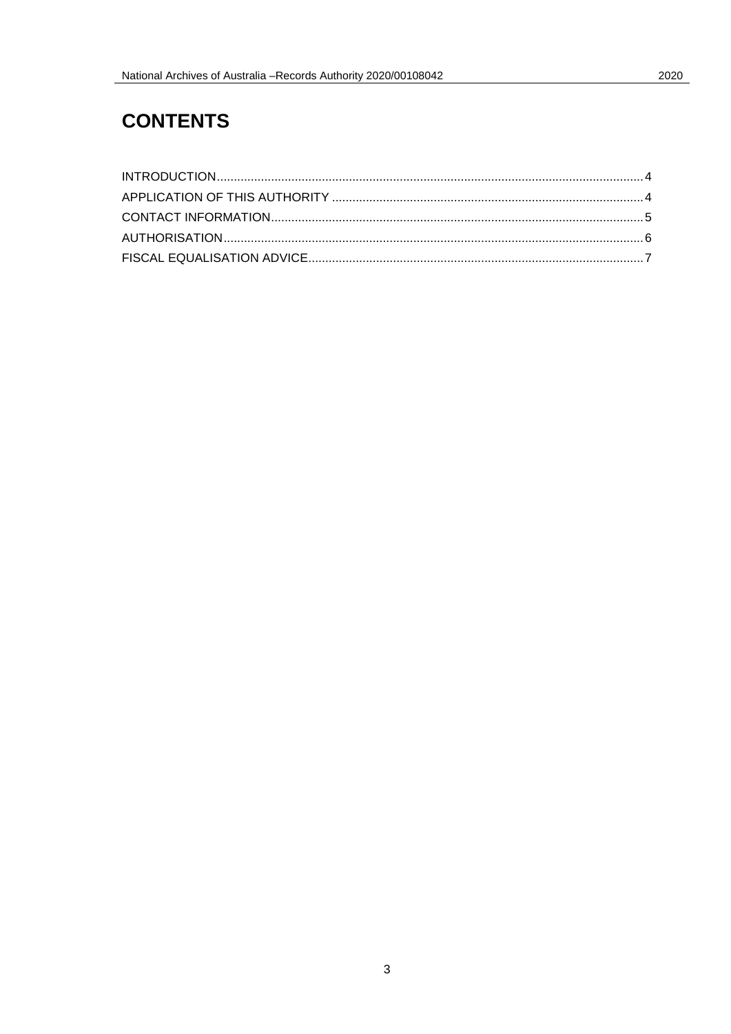# CONTENTS

INTRODUCTION.............................................................4

APPLICATION OF THIS AUTHORITY .............................................4

CONTACT INFORMATION.......................................................5

AUTHORISATION.............................................................6

FISCAL EQUALISATION ADVICE................................................7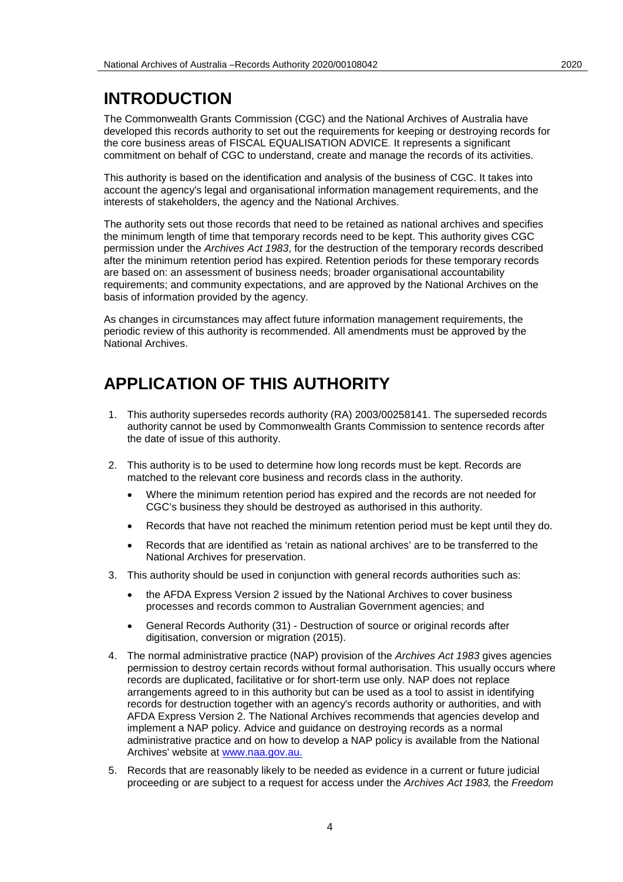# INTRODUCTION

The Commonwealth Grants Commission (CGC) and the National Archives of Australia have developed this records authority to set out the requirements for keeping or destroying records for the core business areas of FISCAL EQUALISATION ADVICE. It represents a significant commitment on behalf of CGC to understand, create and manage the records of its activities.

This authority is based on the identification and analysis of the business of CGC. It takes into account the agency's legal and organisational information management requirements, and the interests of stakeholders, the agency and the National Archives.

The authority sets out those records that need to be retained as national archives and specifies the minimum length of time that temporary records need to be kept. This authority gives CGC permission under the *Archives Act 1983*, for the destruction of the temporary records described after the minimum retention period has expired. Retention periods for these temporary records are based on: an assessment of business needs; broader organisational accountability requirements; and community expectations, and are approved by the National Archives on the basis of information provided by the agency.

As changes in circumstances may affect future information management requirements, the periodic review of this authority is recommended. All amendments must be approved by the National Archives.

# APPLICATION OF THIS AUTHORITY

1. This authority supersedes records authority (RA) 2003/00258141. The superseded records authority cannot be used by Commonwealth Grants Commission to sentence records after the date of issue of this authority.
2. This authority is to be used to determine how long records must be kept. Records are matched to the relevant core business and records class in the authority.
   - Where the minimum retention period has expired and the records are not needed for CGC's business they should be destroyed as authorised in this authority.
   - Records that have not reached the minimum retention period must be kept until they do.
   - Records that are identified as 'retain as national archives' are to be transferred to the National Archives for preservation.
3. This authority should be used in conjunction with general records authorities such as:
   - the AFDA Express Version 2 issued by the National Archives to cover business processes and records common to Australian Government agencies; and
   - General Records Authority (31) - Destruction of source or original records after digitisation, conversion or migration (2015).
4. The normal administrative practice (NAP) provision of the *Archives Act 1983* gives agencies permission to destroy certain records without formal authorisation. This usually occurs where records are duplicated, facilitative or for short-term use only. NAP does not replace arrangements agreed to in this authority but can be used as a tool to assist in identifying records for destruction together with an agency's records authority or authorities, and with AFDA Express Version 2. The National Archives recommends that agencies develop and implement a NAP policy. Advice and guidance on destroying records as a normal administrative practice and on how to develop a NAP policy is available from the National Archives' website at www.naa.gov.au.
5. Records that are reasonably likely to be needed as evidence in a current or future judicial proceeding or are subject to a request for access under the *Archives Act 1983,* the *Freedom*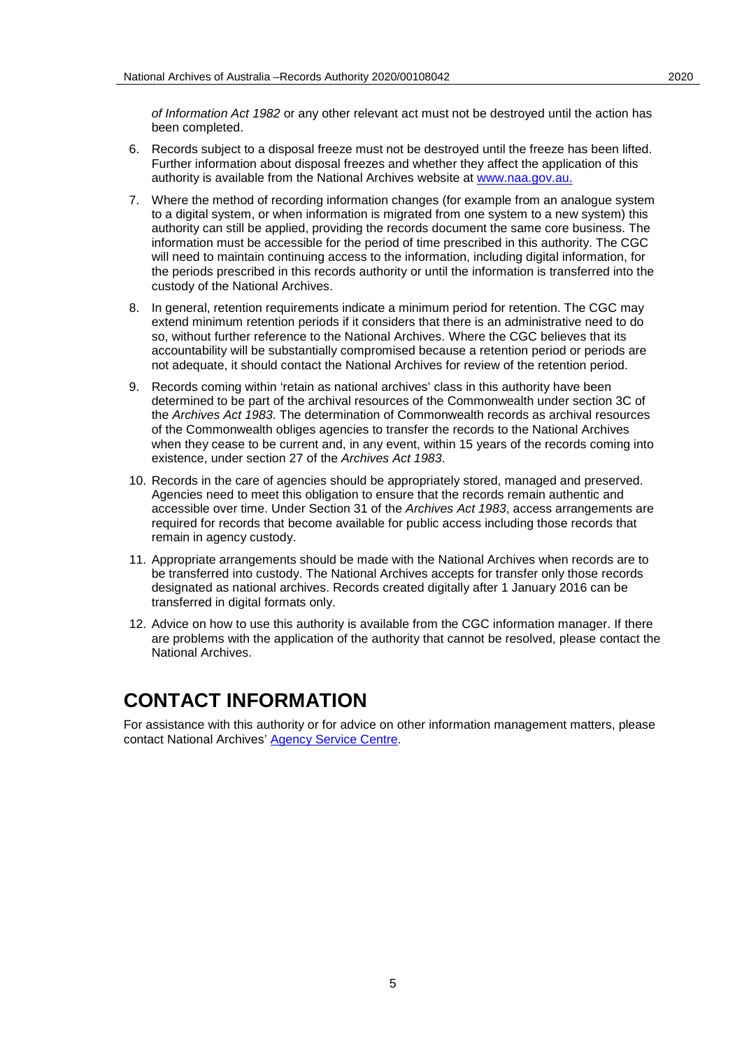*of Information Act 1982* or any other relevant act must not be destroyed until the action has been completed.

6. Records subject to a disposal freeze must not be destroyed until the freeze has been lifted. Further information about disposal freezes and whether they affect the application of this authority is available from the National Archives website at [www.naa.gov.au.](http://www.naa.gov.au)
7. Where the method of recording information changes (for example from an analogue system to a digital system, or when information is migrated from one system to a new system) this authority can still be applied, providing the records document the same core business. The information must be accessible for the period of time prescribed in this authority. The CGC will need to maintain continuing access to the information, including digital information, for the periods prescribed in this records authority or until the information is transferred into the custody of the National Archives.
8. In general, retention requirements indicate a minimum period for retention. The CGC may extend minimum retention periods if it considers that there is an administrative need to do so, without further reference to the National Archives. Where the CGC believes that its accountability will be substantially compromised because a retention period or periods are not adequate, it should contact the National Archives for review of the retention period.
9. Records coming within 'retain as national archives' class in this authority have been determined to be part of the archival resources of the Commonwealth under section 3C of the *Archives Act 1983*. The determination of Commonwealth records as archival resources of the Commonwealth obliges agencies to transfer the records to the National Archives when they cease to be current and, in any event, within 15 years of the records coming into existence, under section 27 of the *Archives Act 1983*.
10. Records in the care of agencies should be appropriately stored, managed and preserved. Agencies need to meet this obligation to ensure that the records remain authentic and accessible over time. Under Section 31 of the *Archives Act 1983*, access arrangements are required for records that become available for public access including those records that remain in agency custody.
11. Appropriate arrangements should be made with the National Archives when records are to be transferred into custody. The National Archives accepts for transfer only those records designated as national archives. Records created digitally after 1 January 2016 can be transferred in digital formats only.
12. Advice on how to use this authority is available from the CGC information manager. If there are problems with the application of the authority that cannot be resolved, please contact the National Archives.

# CONTACT INFORMATION

For assistance with this authority or for advice on other information management matters, please contact National Archives' Agency Service Centre.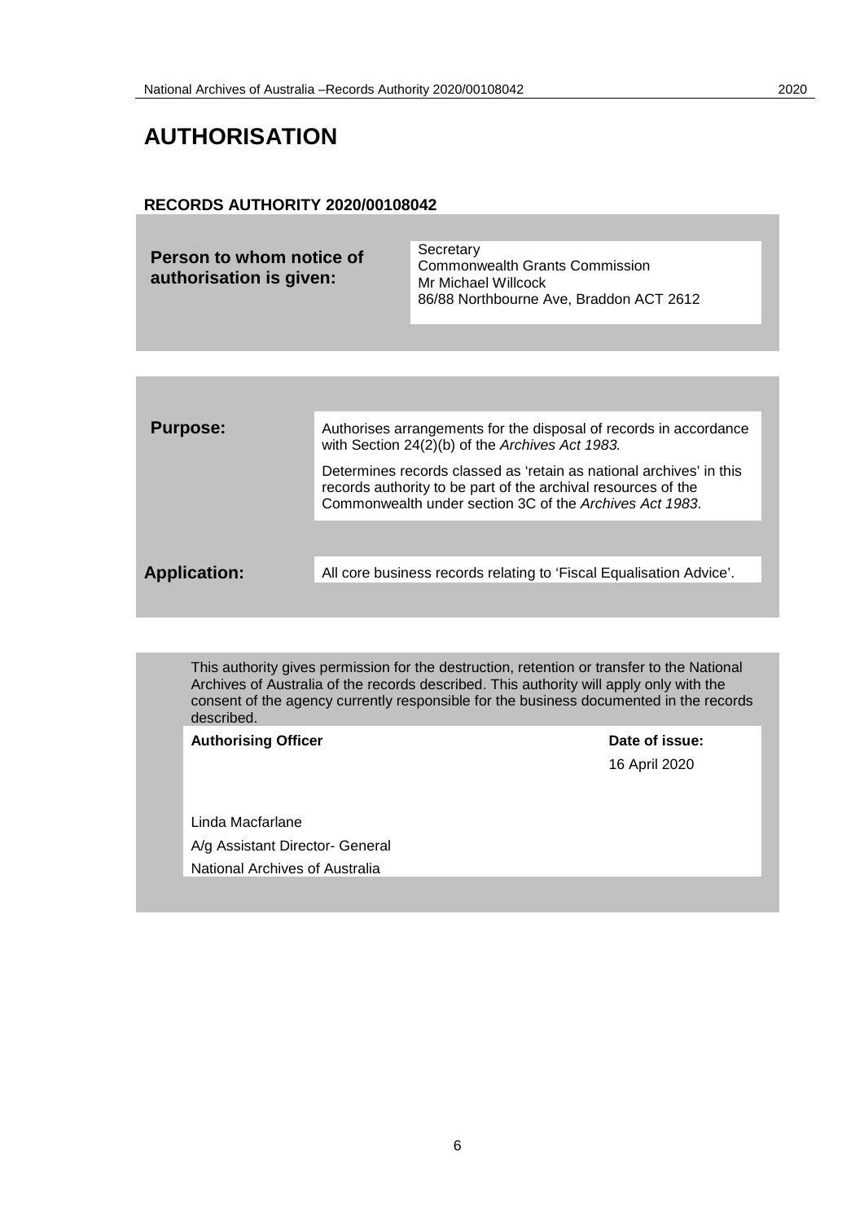# AUTHORISATION

**RECORDS AUTHORITY 2020/00108042**

| **Person to whom notice of authorisation is given:** | Secretary<br>Commonwealth Grants Commission<br>Mr Michael Willcock<br>86/88 Northbourne Ave, Braddon ACT 2612 |
|---|---|

| **Purpose:** | Authorises arrangements for the disposal of records in accordance with Section 24(2)(b) of the *Archives Act 1983.*<br><br>Determines records classed as 'retain as national archives' in this records authority to be part of the archival resources of the Commonwealth under section 3C of the *Archives Act 1983.* |
|---|---|
| **Application:** | All core business records relating to 'Fiscal Equalisation Advice'. |

This authority gives permission for the destruction, retention or transfer to the National Archives of Australia of the records described. This authority will apply only with the consent of the agency currently responsible for the business documented in the records described.

| **Authorising Officer** | **Date of issue:** |
|---|---|
| Linda Macfarlane<br>A/g Assistant Director- General<br>National Archives of Australia | 16 April 2020 |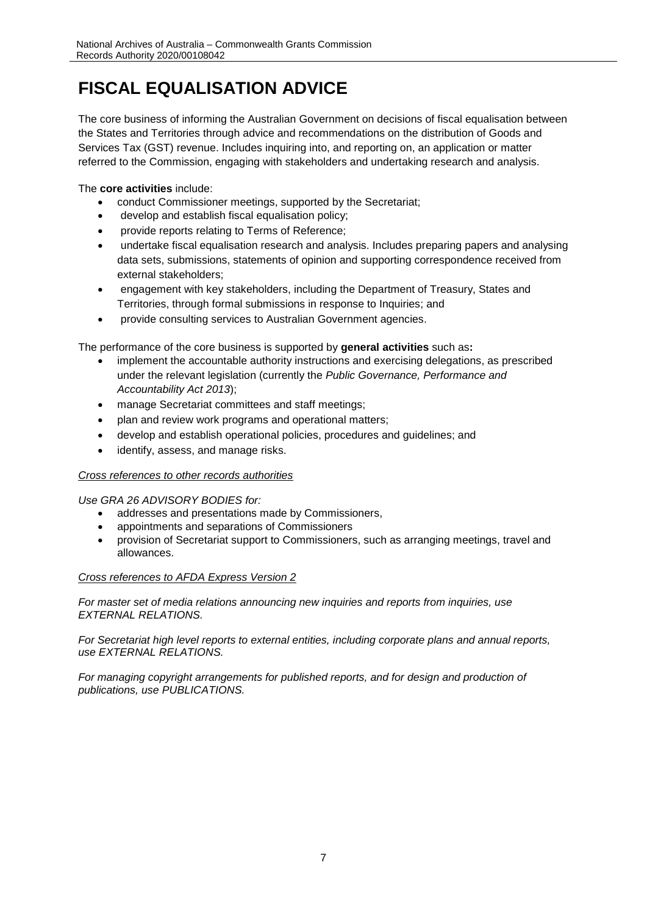# FISCAL EQUALISATION ADVICE

The core business of informing the Australian Government on decisions of fiscal equalisation between the States and Territories through advice and recommendations on the distribution of Goods and Services Tax (GST) revenue. Includes inquiring into, and reporting on, an application or matter referred to the Commission, engaging with stakeholders and undertaking research and analysis.

The **core activities** include:

- conduct Commissioner meetings, supported by the Secretariat;
- develop and establish fiscal equalisation policy;
- provide reports relating to Terms of Reference;
- undertake fiscal equalisation research and analysis. Includes preparing papers and analysing data sets, submissions, statements of opinion and supporting correspondence received from external stakeholders;
- engagement with key stakeholders, including the Department of Treasury, States and Territories, through formal submissions in response to Inquiries; and
- provide consulting services to Australian Government agencies.

The performance of the core business is supported by **general activities** such as**:**

- implement the accountable authority instructions and exercising delegations, as prescribed under the relevant legislation (currently the *Public Governance, Performance and Accountability Act 2013*);
- manage Secretariat committees and staff meetings;
- plan and review work programs and operational matters;
- develop and establish operational policies, procedures and guidelines; and
- identify, assess, and manage risks.

*Cross references to other records authorities*

*Use GRA 26 ADVISORY BODIES for:*

- addresses and presentations made by Commissioners,
- appointments and separations of Commissioners
- provision of Secretariat support to Commissioners, such as arranging meetings, travel and allowances.

*Cross references to AFDA Express Version 2*

*For master set of media relations announcing new inquiries and reports from inquiries, use EXTERNAL RELATIONS.*

*For Secretariat high level reports to external entities, including corporate plans and annual reports, use EXTERNAL RELATIONS.*

*For managing copyright arrangements for published reports, and for design and production of publications, use PUBLICATIONS.*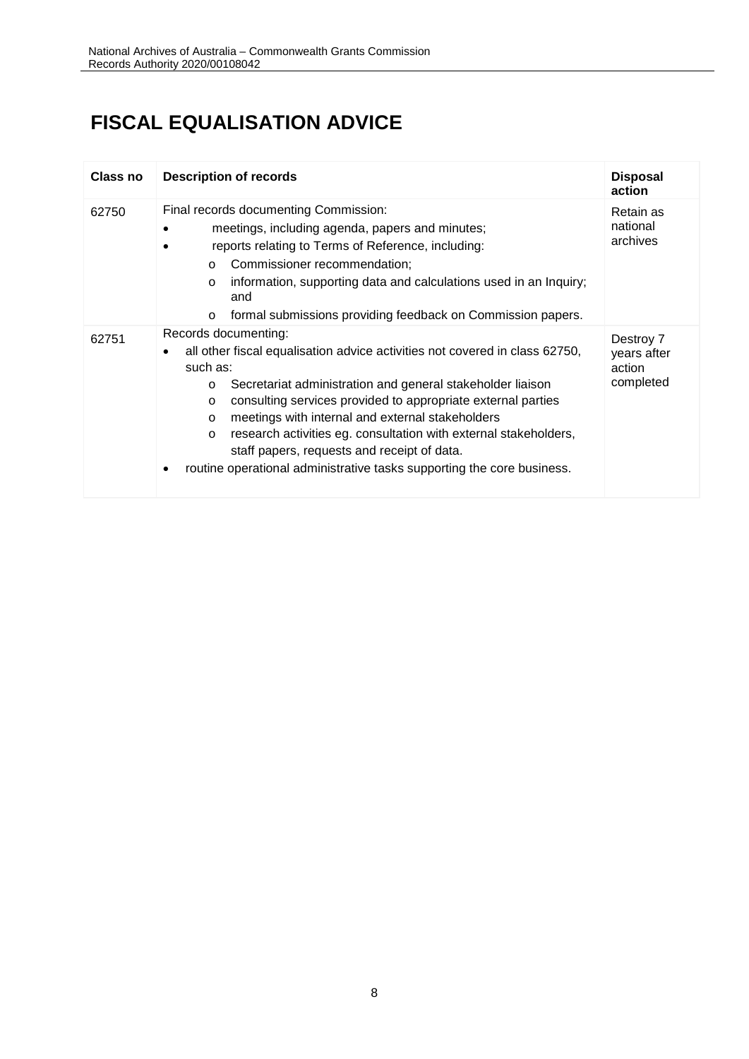# FISCAL EQUALISATION ADVICE

| Class no | Description of records | Disposal action |
|---|---|---|
| 62750 | Final records documenting Commission:<br>• meetings, including agenda, papers and minutes;<br>• reports relating to Terms of Reference, including:<br>o Commissioner recommendation;<br>o information, supporting data and calculations used in an Inquiry; and<br>o formal submissions providing feedback on Commission papers. | Retain as national archives |
| 62751 | Records documenting:<br>• all other fiscal equalisation advice activities not covered in class 62750, such as:<br>o Secretariat administration and general stakeholder liaison<br>o consulting services provided to appropriate external parties<br>o meetings with internal and external stakeholders<br>o research activities eg. consultation with external stakeholders, staff papers, requests and receipt of data.<br>• routine operational administrative tasks supporting the core business. | Destroy 7 years after action completed |